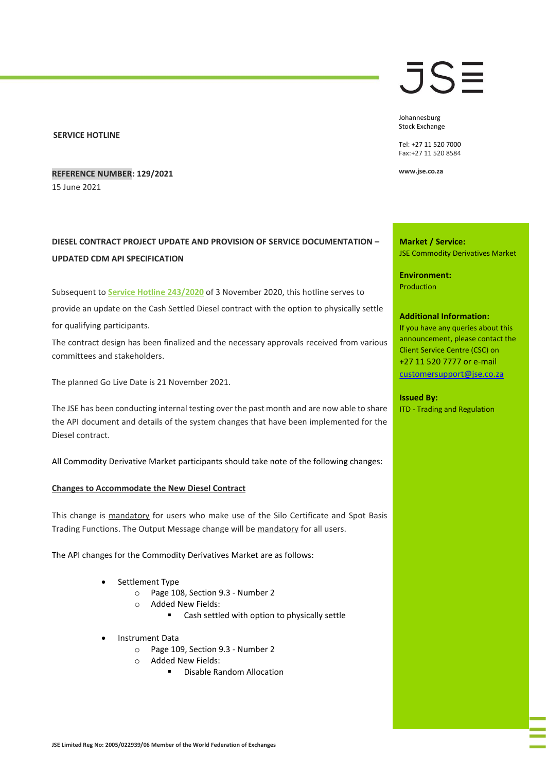JSE

Johannesburg
Stock Exchange

Tel: +27 11 520 7000
Fax:+27 11 520 8584

www.jse.co.za

**SERVICE HOTLINE**

**REFERENCE NUMBER: 129/2021**
15 June 2021

**Market / Service:**
JSE Commodity Derivatives Market

**Environment:**
Production

**Additional Information:**
If you have any queries about this announcement, please contact the Client Service Centre (CSC) on +27 11 520 7777 or e-mail customersupport@jse.co.za

**Issued By:**
ITD - Trading and Regulation

## DIESEL CONTRACT PROJECT UPDATE AND PROVISION OF SERVICE DOCUMENTATION – UPDATED CDM API SPECIFICATION

Subsequent to **Service Hotline 243/2020** of 3 November 2020, this hotline serves to provide an update on the Cash Settled Diesel contract with the option to physically settle for qualifying participants.

The contract design has been finalized and the necessary approvals received from various committees and stakeholders.

The planned Go Live Date is 21 November 2021.

The JSE has been conducting internal testing over the past month and are now able to share the API document and details of the system changes that have been implemented for the Diesel contract.

All Commodity Derivative Market participants should take note of the following changes:

**Changes to Accommodate the New Diesel Contract**

This change is mandatory for users who make use of the Silo Certificate and Spot Basis Trading Functions. The Output Message change will be mandatory for all users.

The API changes for the Commodity Derivatives Market are as follows:

- Settlement Type
  - Page 108, Section 9.3 - Number 2
  - Added New Fields:
    - Cash settled with option to physically settle
- Instrument Data
  - Page 109, Section 9.3 - Number 2
  - Added New Fields:
    - Disable Random Allocation

JSE Limited Reg No: 2005/022939/06 Member of the World Federation of Exchanges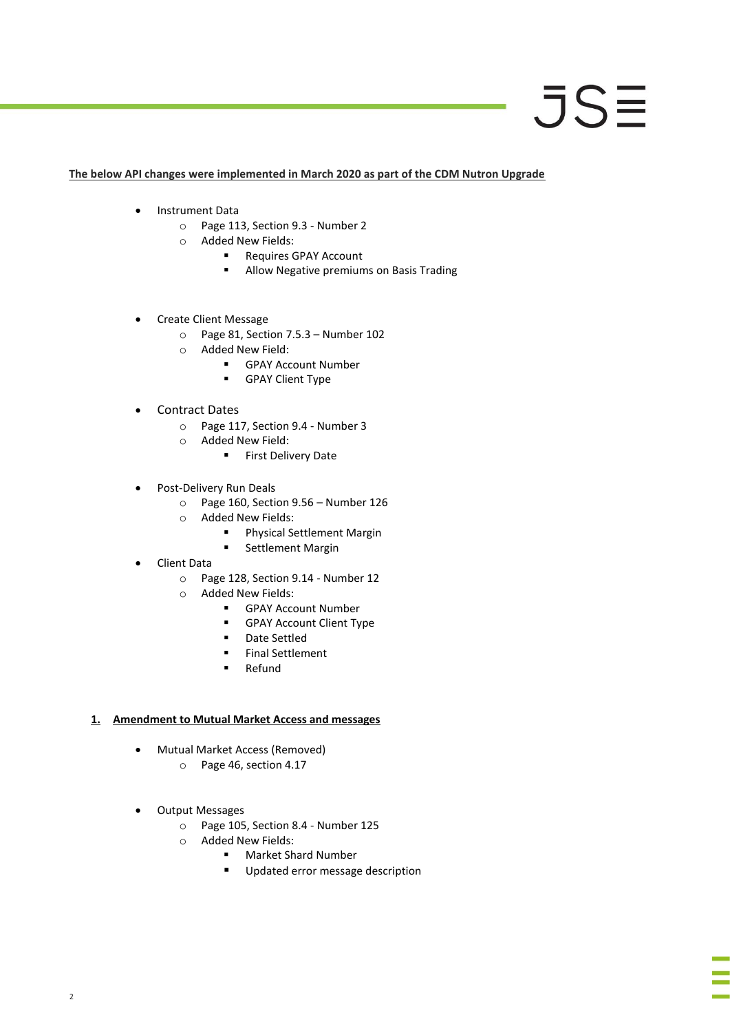**The below API changes were implemented in March 2020 as part of the CDM Nutron Upgrade**

- Instrument Data
  - Page 113, Section 9.3 - Number 2
  - Added New Fields:
    - Requires GPAY Account
    - Allow Negative premiums on Basis Trading

- Create Client Message
  - Page 81, Section 7.5.3 – Number 102
  - Added New Field:
    - GPAY Account Number
    - GPAY Client Type

- Contract Dates
  - Page 117, Section 9.4 - Number 3
  - Added New Field:
    - First Delivery Date

- Post-Delivery Run Deals
  - Page 160, Section 9.56 – Number 126
  - Added New Fields:
    - Physical Settlement Margin
    - Settlement Margin
- Client Data
  - Page 128, Section 9.14 - Number 12
  - Added New Fields:
    - GPAY Account Number
    - GPAY Account Client Type
    - Date Settled
    - Final Settlement
    - Refund

## 1. Amendment to Mutual Market Access and messages

- Mutual Market Access (Removed)
  - Page 46, section 4.17

- Output Messages
  - Page 105, Section 8.4 - Number 125
  - Added New Fields:
    - Market Shard Number
    - Updated error message description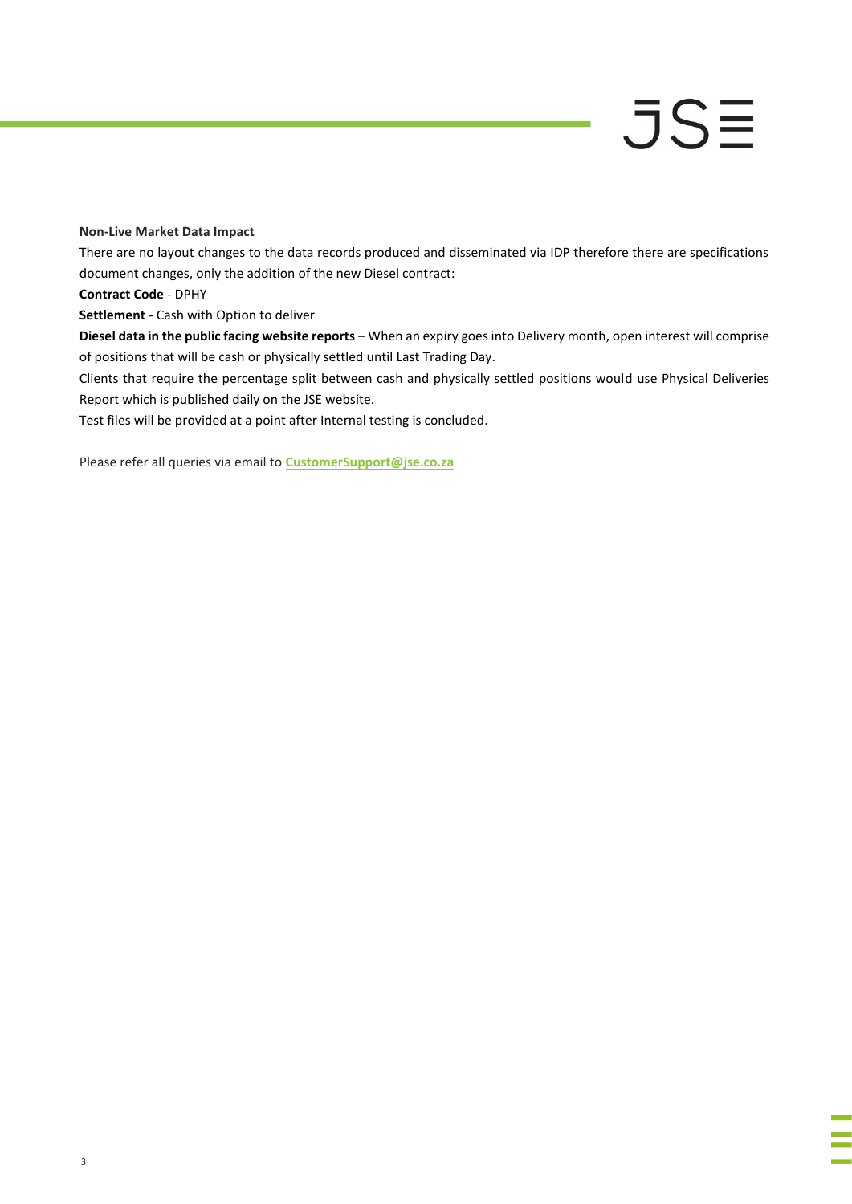**Non-Live Market Data Impact**

There are no layout changes to the data records produced and disseminated via IDP therefore there are specifications document changes, only the addition of the new Diesel contract:

**Contract Code** - DPHY

**Settlement** - Cash with Option to deliver

**Diesel data in the public facing website reports** – When an expiry goes into Delivery month, open interest will comprise of positions that will be cash or physically settled until Last Trading Day.

Clients that require the percentage split between cash and physically settled positions would use Physical Deliveries Report which is published daily on the JSE website.

Test files will be provided at a point after Internal testing is concluded.

Please refer all queries via email to **CustomerSupport@jse.co.za**